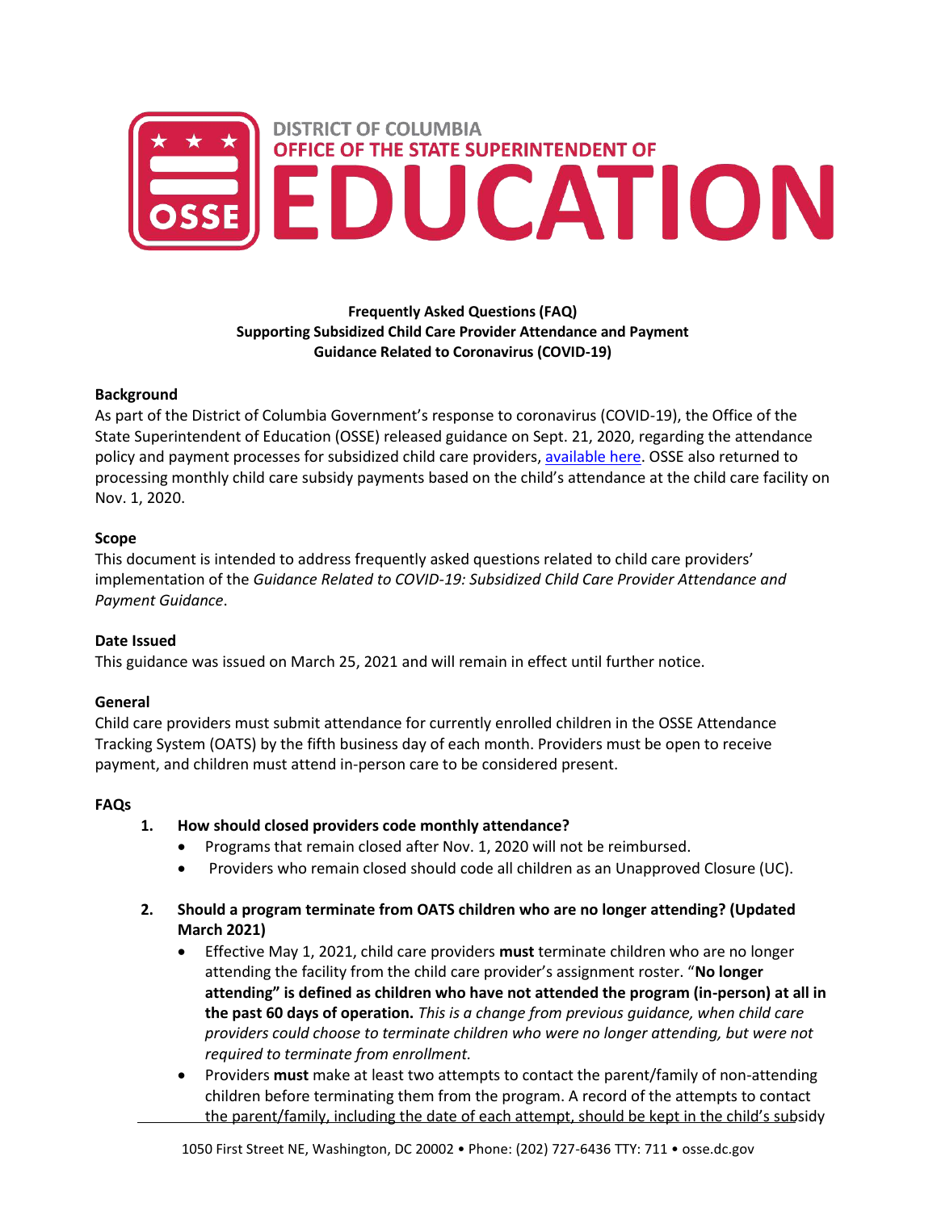DISTRICT OF COLUMBIA
OFFICE OF THE STATE SUPERINTENDENT OF
EDUCATION

**Frequently Asked Questions (FAQ)**
**Supporting Subsidized Child Care Provider Attendance and Payment**
**Guidance Related to Coronavirus (COVID-19)**

**Background**

As part of the District of Columbia Government's response to coronavirus (COVID-19), the Office of the State Superintendent of Education (OSSE) released guidance on Sept. 21, 2020, regarding the attendance policy and payment processes for subsidized child care providers, available here. OSSE also returned to processing monthly child care subsidy payments based on the child's attendance at the child care facility on Nov. 1, 2020.

**Scope**

This document is intended to address frequently asked questions related to child care providers' implementation of the *Guidance Related to COVID-19: Subsidized Child Care Provider Attendance and Payment Guidance*.

**Date Issued**

This guidance was issued on March 25, 2021 and will remain in effect until further notice.

**General**

Child care providers must submit attendance for currently enrolled children in the OSSE Attendance Tracking System (OATS) by the fifth business day of each month. Providers must be open to receive payment, and children must attend in-person care to be considered present.

**FAQs**

1. **How should closed providers code monthly attendance?**
   - Programs that remain closed after Nov. 1, 2020 will not be reimbursed.
   - Providers who remain closed should code all children as an Unapproved Closure (UC).

2. **Should a program terminate from OATS children who are no longer attending? (Updated March 2021)**
   - Effective May 1, 2021, child care providers **must** terminate children who are no longer attending the facility from the child care provider's assignment roster. "**No longer attending" is defined as children who have not attended the program (in-person) at all in the past 60 days of operation.** *This is a change from previous guidance, when child care providers could choose to terminate children who were no longer attending, but were not required to terminate from enrollment.*
   - Providers **must** make at least two attempts to contact the parent/family of non-attending children before terminating them from the program. A record of the attempts to contact the parent/family, including the date of each attempt, should be kept in the child's subsidy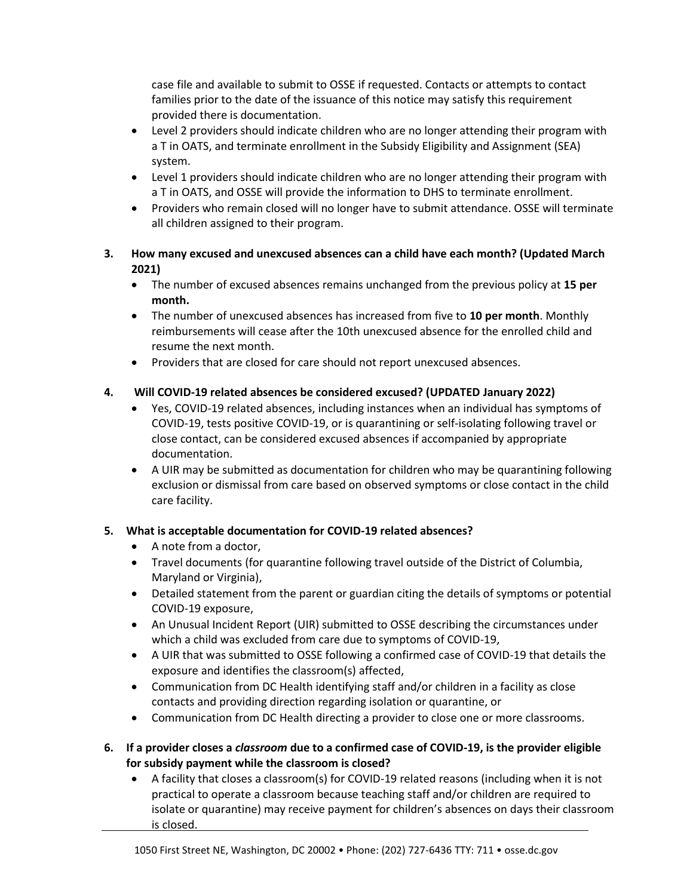case file and available to submit to OSSE if requested. Contacts or attempts to contact families prior to the date of the issuance of this notice may satisfy this requirement provided there is documentation.

- Level 2 providers should indicate children who are no longer attending their program with a T in OATS, and terminate enrollment in the Subsidy Eligibility and Assignment (SEA) system.
- Level 1 providers should indicate children who are no longer attending their program with a T in OATS, and OSSE will provide the information to DHS to terminate enrollment.
- Providers who remain closed will no longer have to submit attendance. OSSE will terminate all children assigned to their program.

**3. How many excused and unexcused absences can a child have each month? (Updated March 2021)**

- The number of excused absences remains unchanged from the previous policy at **15 per month.**
- The number of unexcused absences has increased from five to **10 per month**. Monthly reimbursements will cease after the 10th unexcused absence for the enrolled child and resume the next month.
- Providers that are closed for care should not report unexcused absences.

**4. Will COVID-19 related absences be considered excused? (UPDATED January 2022)**

- Yes, COVID-19 related absences, including instances when an individual has symptoms of COVID-19, tests positive COVID-19, or is quarantining or self-isolating following travel or close contact, can be considered excused absences if accompanied by appropriate documentation.
- A UIR may be submitted as documentation for children who may be quarantining following exclusion or dismissal from care based on observed symptoms or close contact in the child care facility.

**5. What is acceptable documentation for COVID-19 related absences?**

- A note from a doctor,
- Travel documents (for quarantine following travel outside of the District of Columbia, Maryland or Virginia),
- Detailed statement from the parent or guardian citing the details of symptoms or potential COVID-19 exposure,
- An Unusual Incident Report (UIR) submitted to OSSE describing the circumstances under which a child was excluded from care due to symptoms of COVID-19,
- A UIR that was submitted to OSSE following a confirmed case of COVID-19 that details the exposure and identifies the classroom(s) affected,
- Communication from DC Health identifying staff and/or children in a facility as close contacts and providing direction regarding isolation or quarantine, or
- Communication from DC Health directing a provider to close one or more classrooms.

**6. If a provider closes a *classroom* due to a confirmed case of COVID-19, is the provider eligible for subsidy payment while the classroom is closed?**

- A facility that closes a classroom(s) for COVID-19 related reasons (including when it is not practical to operate a classroom because teaching staff and/or children are required to isolate or quarantine) may receive payment for children's absences on days their classroom is closed.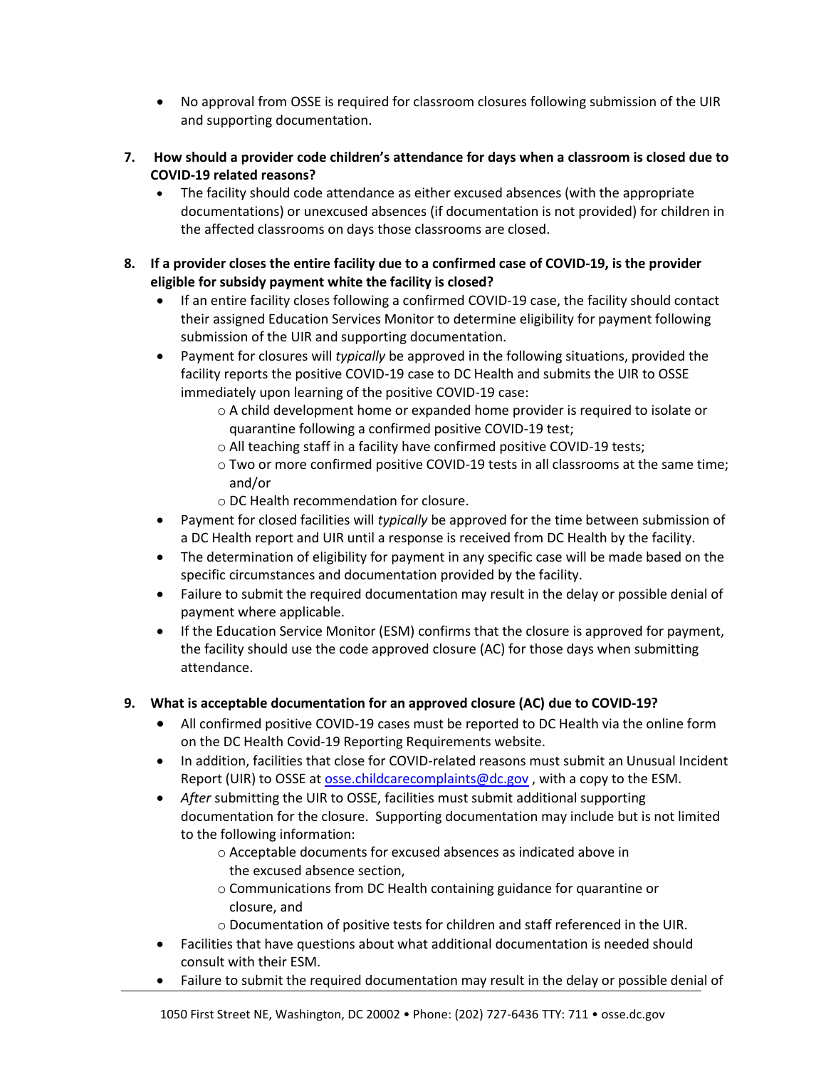- No approval from OSSE is required for classroom closures following submission of the UIR and supporting documentation.

7. **How should a provider code children's attendance for days when a classroom is closed due to COVID-19 related reasons?**
   - The facility should code attendance as either excused absences (with the appropriate documentations) or unexcused absences (if documentation is not provided) for children in the affected classrooms on days those classrooms are closed.

8. **If a provider closes the entire facility due to a confirmed case of COVID-19, is the provider eligible for subsidy payment white the facility is closed?**
   - If an entire facility closes following a confirmed COVID-19 case, the facility should contact their assigned Education Services Monitor to determine eligibility for payment following submission of the UIR and supporting documentation.
   - Payment for closures will *typically* be approved in the following situations, provided the facility reports the positive COVID-19 case to DC Health and submits the UIR to OSSE immediately upon learning of the positive COVID-19 case:
     - A child development home or expanded home provider is required to isolate or quarantine following a confirmed positive COVID-19 test;
     - All teaching staff in a facility have confirmed positive COVID-19 tests;
     - Two or more confirmed positive COVID-19 tests in all classrooms at the same time; and/or
     - DC Health recommendation for closure.
   - Payment for closed facilities will *typically* be approved for the time between submission of a DC Health report and UIR until a response is received from DC Health by the facility.
   - The determination of eligibility for payment in any specific case will be made based on the specific circumstances and documentation provided by the facility.
   - Failure to submit the required documentation may result in the delay or possible denial of payment where applicable.
   - If the Education Service Monitor (ESM) confirms that the closure is approved for payment, the facility should use the code approved closure (AC) for those days when submitting attendance.

9. **What is acceptable documentation for an approved closure (AC) due to COVID-19?**
   - All confirmed positive COVID-19 cases must be reported to DC Health via the online form on the DC Health Covid-19 Reporting Requirements website.
   - In addition, facilities that close for COVID-related reasons must submit an Unusual Incident Report (UIR) to OSSE at osse.childcarecomplaints@dc.gov , with a copy to the ESM.
   - *After* submitting the UIR to OSSE, facilities must submit additional supporting documentation for the closure. Supporting documentation may include but is not limited to the following information:
     - Acceptable documents for excused absences as indicated above in the excused absence section,
     - Communications from DC Health containing guidance for quarantine or closure, and
     - Documentation of positive tests for children and staff referenced in the UIR.
   - Facilities that have questions about what additional documentation is needed should consult with their ESM.
   - Failure to submit the required documentation may result in the delay or possible denial of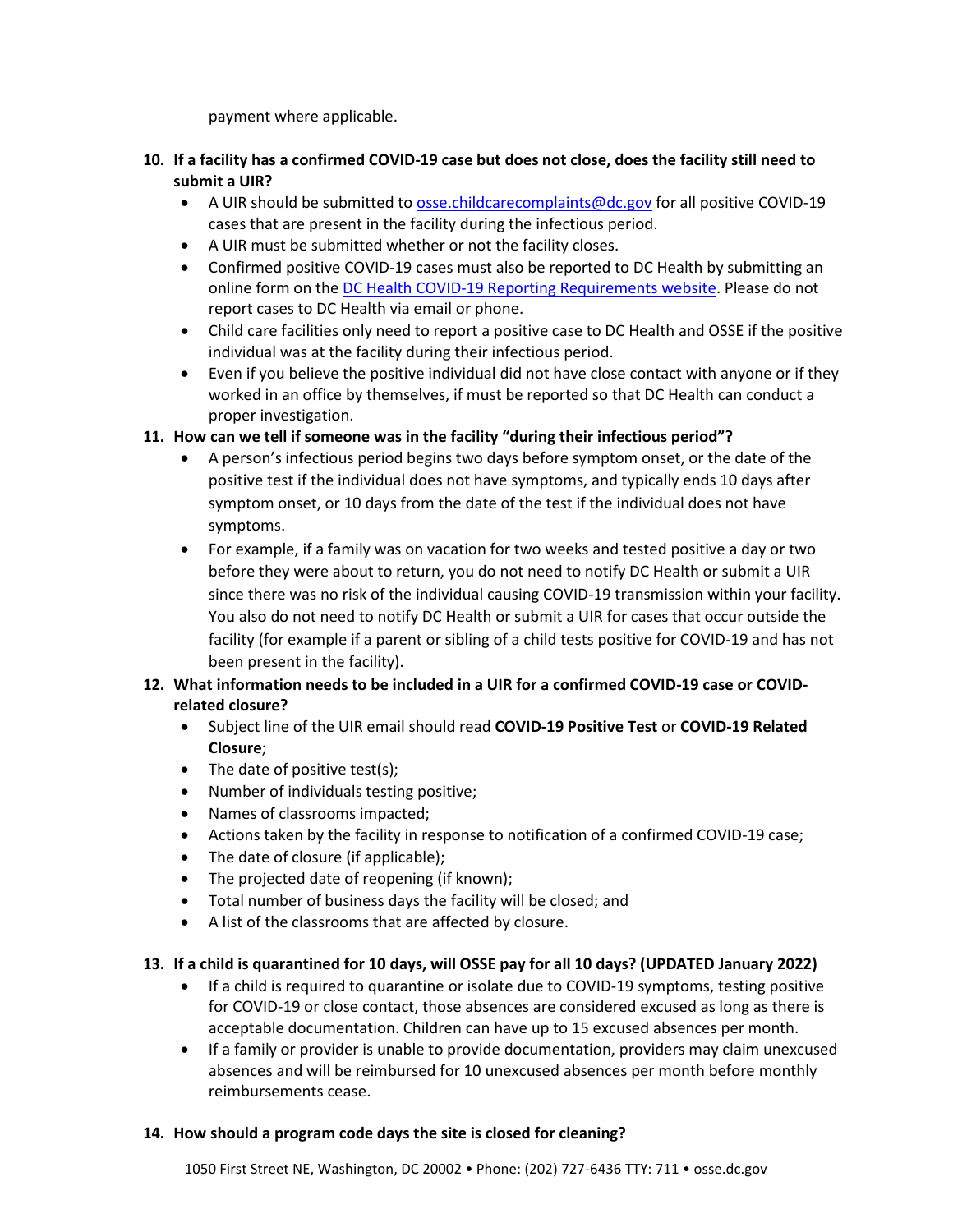payment where applicable.

10. **If a facility has a confirmed COVID-19 case but does not close, does the facility still need to submit a UIR?**
    - A UIR should be submitted to [osse.childcarecomplaints@dc.gov](mailto:osse.childcarecomplaints@dc.gov) for all positive COVID-19 cases that are present in the facility during the infectious period.
    - A UIR must be submitted whether or not the facility closes.
    - Confirmed positive COVID-19 cases must also be reported to DC Health by submitting an online form on the DC Health COVID-19 Reporting Requirements website. Please do not report cases to DC Health via email or phone.
    - Child care facilities only need to report a positive case to DC Health and OSSE if the positive individual was at the facility during their infectious period.
    - Even if you believe the positive individual did not have close contact with anyone or if they worked in an office by themselves, if must be reported so that DC Health can conduct a proper investigation.
11. **How can we tell if someone was in the facility "during their infectious period"?**
    - A person's infectious period begins two days before symptom onset, or the date of the positive test if the individual does not have symptoms, and typically ends 10 days after symptom onset, or 10 days from the date of the test if the individual does not have symptoms.
    - For example, if a family was on vacation for two weeks and tested positive a day or two before they were about to return, you do not need to notify DC Health or submit a UIR since there was no risk of the individual causing COVID-19 transmission within your facility. You also do not need to notify DC Health or submit a UIR for cases that occur outside the facility (for example if a parent or sibling of a child tests positive for COVID-19 and has not been present in the facility).
12. **What information needs to be included in a UIR for a confirmed COVID-19 case or COVID-related closure?**
    - Subject line of the UIR email should read **COVID-19 Positive Test** or **COVID-19 Related Closure**;
    - The date of positive test(s);
    - Number of individuals testing positive;
    - Names of classrooms impacted;
    - Actions taken by the facility in response to notification of a confirmed COVID-19 case;
    - The date of closure (if applicable);
    - The projected date of reopening (if known);
    - Total number of business days the facility will be closed; and
    - A list of the classrooms that are affected by closure.
13. **If a child is quarantined for 10 days, will OSSE pay for all 10 days? (UPDATED January 2022)**
    - If a child is required to quarantine or isolate due to COVID-19 symptoms, testing positive for COVID-19 or close contact, those absences are considered excused as long as there is acceptable documentation. Children can have up to 15 excused absences per month.
    - If a family or provider is unable to provide documentation, providers may claim unexcused absences and will be reimbursed for 10 unexcused absences per month before monthly reimbursements cease.
14. **How should a program code days the site is closed for cleaning?**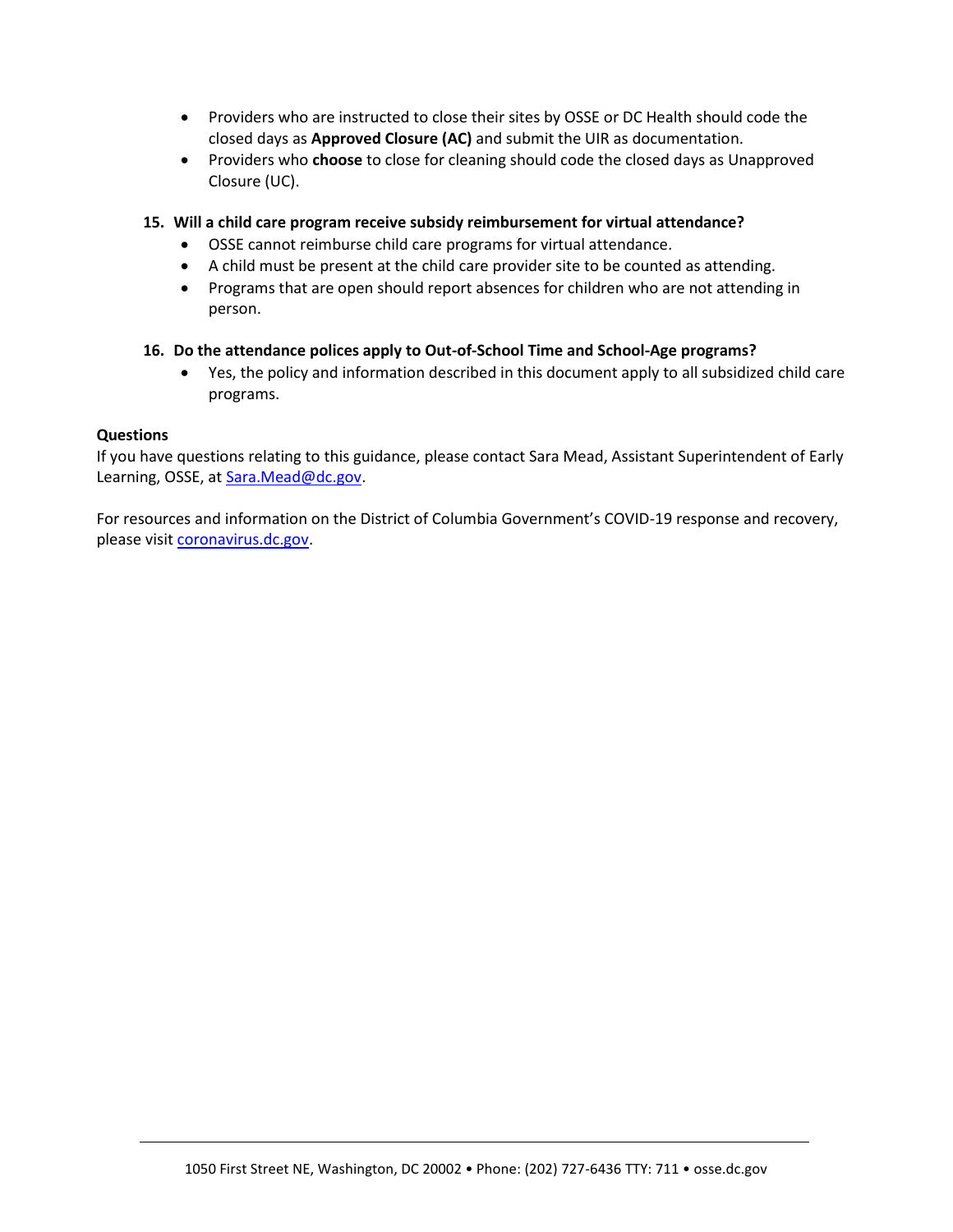- Providers who are instructed to close their sites by OSSE or DC Health should code the closed days as **Approved Closure (AC)** and submit the UIR as documentation.
- Providers who **choose** to close for cleaning should code the closed days as Unapproved Closure (UC).

**15. Will a child care program receive subsidy reimbursement for virtual attendance?**

- OSSE cannot reimburse child care programs for virtual attendance.
- A child must be present at the child care provider site to be counted as attending.
- Programs that are open should report absences for children who are not attending in person.

**16. Do the attendance polices apply to Out-of-School Time and School-Age programs?**

- Yes, the policy and information described in this document apply to all subsidized child care programs.

**Questions**

If you have questions relating to this guidance, please contact Sara Mead, Assistant Superintendent of Early Learning, OSSE, at Sara.Mead@dc.gov.

For resources and information on the District of Columbia Government's COVID-19 response and recovery, please visit coronavirus.dc.gov.